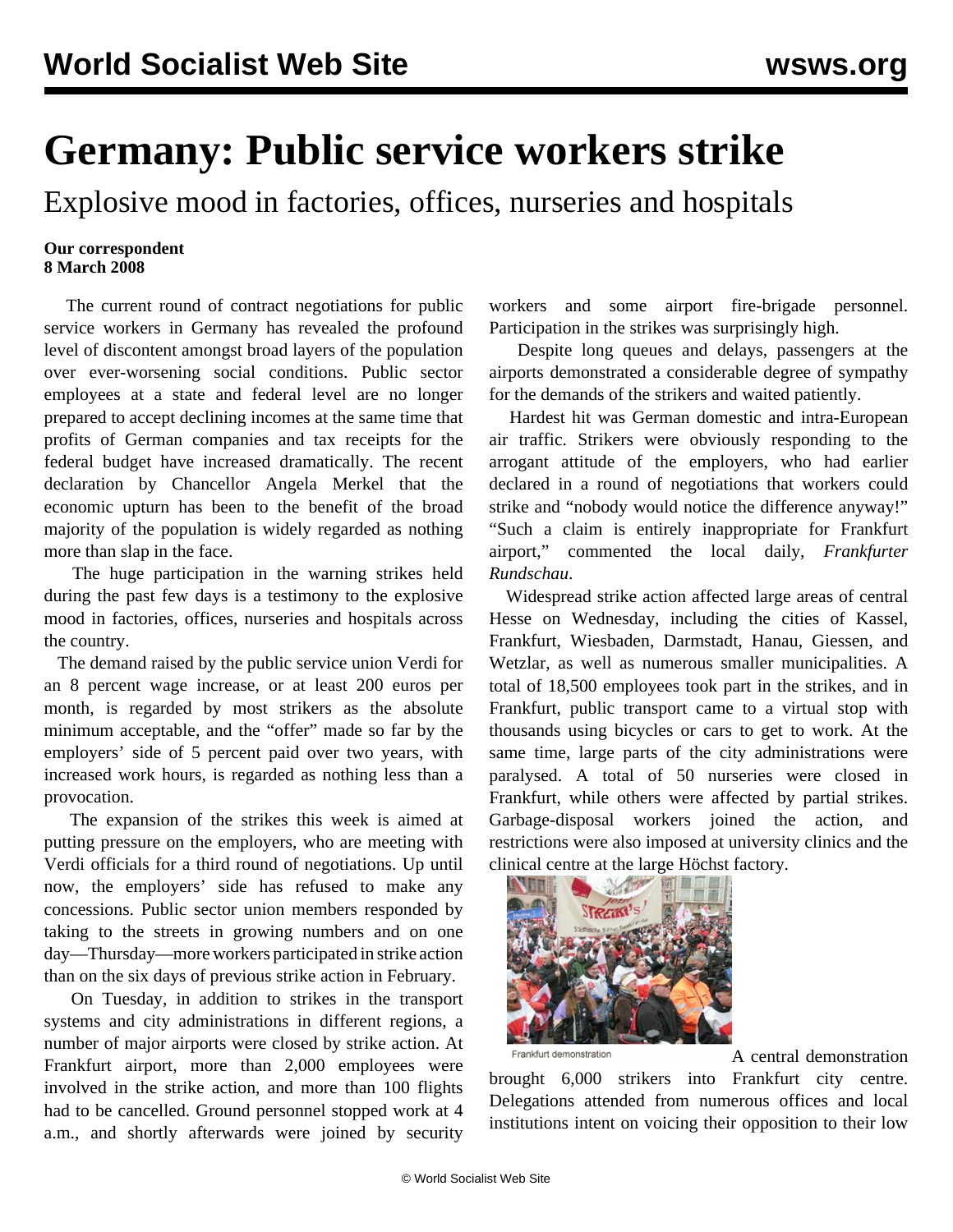# Germany: Public service workers strike

## Explosive mood in factories, offices, nurseries and hospitals

**Our correspondent**
**8 March 2008**

The current round of contract negotiations for public service workers in Germany has revealed the profound level of discontent amongst broad layers of the population over ever-worsening social conditions. Public sector employees at a state and federal level are no longer prepared to accept declining incomes at the same time that profits of German companies and tax receipts for the federal budget have increased dramatically. The recent declaration by Chancellor Angela Merkel that the economic upturn has been to the benefit of the broad majority of the population is widely regarded as nothing more than slap in the face.

The huge participation in the warning strikes held during the past few days is a testimony to the explosive mood in factories, offices, nurseries and hospitals across the country.

The demand raised by the public service union Verdi for an 8 percent wage increase, or at least 200 euros per month, is regarded by most strikers as the absolute minimum acceptable, and the "offer" made so far by the employers' side of 5 percent paid over two years, with increased work hours, is regarded as nothing less than a provocation.

The expansion of the strikes this week is aimed at putting pressure on the employers, who are meeting with Verdi officials for a third round of negotiations. Up until now, the employers' side has refused to make any concessions. Public sector union members responded by taking to the streets in growing numbers and on one day—Thursday—more workers participated in strike action than on the six days of previous strike action in February.

On Tuesday, in addition to strikes in the transport systems and city administrations in different regions, a number of major airports were closed by strike action. At Frankfurt airport, more than 2,000 employees were involved in the strike action, and more than 100 flights had to be cancelled. Ground personnel stopped work at 4 a.m., and shortly afterwards were joined by security workers and some airport fire-brigade personnel. Participation in the strikes was surprisingly high.

Despite long queues and delays, passengers at the airports demonstrated a considerable degree of sympathy for the demands of the strikers and waited patiently.

Hardest hit was German domestic and intra-European air traffic. Strikers were obviously responding to the arrogant attitude of the employers, who had earlier declared in a round of negotiations that workers could strike and "nobody would notice the difference anyway!" "Such a claim is entirely inappropriate for Frankfurt airport," commented the local daily, *Frankfurter Rundschau*.

Widespread strike action affected large areas of central Hesse on Wednesday, including the cities of Kassel, Frankfurt, Wiesbaden, Darmstadt, Hanau, Giessen, and Wetzlar, as well as numerous smaller municipalities. A total of 18,500 employees took part in the strikes, and in Frankfurt, public transport came to a virtual stop with thousands using bicycles or cars to get to work. At the same time, large parts of the city administrations were paralysed. A total of 50 nurseries were closed in Frankfurt, while others were affected by partial strikes. Garbage-disposal workers joined the action, and restrictions were also imposed at university clinics and the clinical centre at the large Höchst factory.

Frankfurt demonstration

A central demonstration brought 6,000 strikers into Frankfurt city centre. Delegations attended from numerous offices and local institutions intent on voicing their opposition to their low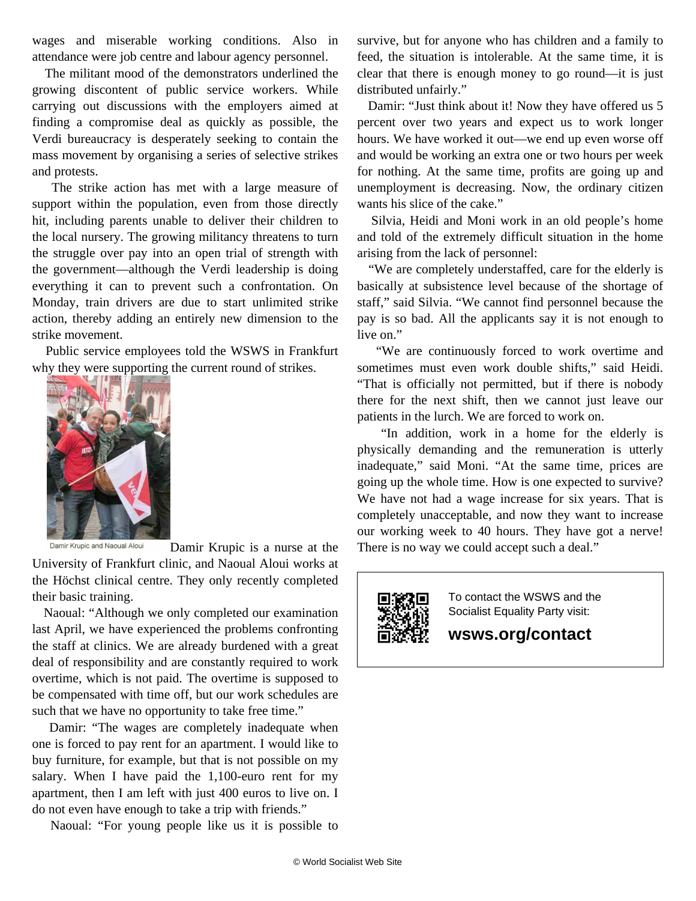wages and miserable working conditions. Also in attendance were job centre and labour agency personnel.

The militant mood of the demonstrators underlined the growing discontent of public service workers. While carrying out discussions with the employers aimed at finding a compromise deal as quickly as possible, the Verdi bureaucracy is desperately seeking to contain the mass movement by organising a series of selective strikes and protests.

The strike action has met with a large measure of support within the population, even from those directly hit, including parents unable to deliver their children to the local nursery. The growing militancy threatens to turn the struggle over pay into an open trial of strength with the government—although the Verdi leadership is doing everything it can to prevent such a confrontation. On Monday, train drivers are due to start unlimited strike action, thereby adding an entirely new dimension to the strike movement.

Public service employees told the WSWS in Frankfurt why they were supporting the current round of strikes.

Damir Krupic and Naoual Aloui

Damir Krupic is a nurse at the University of Frankfurt clinic, and Naoual Aloui works at the Höchst clinical centre. They only recently completed their basic training.

Naoual: "Although we only completed our examination last April, we have experienced the problems confronting the staff at clinics. We are already burdened with a great deal of responsibility and are constantly required to work overtime, which is not paid. The overtime is supposed to be compensated with time off, but our work schedules are such that we have no opportunity to take free time."

Damir: "The wages are completely inadequate when one is forced to pay rent for an apartment. I would like to buy furniture, for example, but that is not possible on my salary. When I have paid the 1,100-euro rent for my apartment, then I am left with just 400 euros to live on. I do not even have enough to take a trip with friends."

Naoual: "For young people like us it is possible to survive, but for anyone who has children and a family to feed, the situation is intolerable. At the same time, it is clear that there is enough money to go round—it is just distributed unfairly."

Damir: "Just think about it! Now they have offered us 5 percent over two years and expect us to work longer hours. We have worked it out—we end up even worse off and would be working an extra one or two hours per week for nothing. At the same time, profits are going up and unemployment is decreasing. Now, the ordinary citizen wants his slice of the cake."

Silvia, Heidi and Moni work in an old people's home and told of the extremely difficult situation in the home arising from the lack of personnel:

"We are completely understaffed, care for the elderly is basically at subsistence level because of the shortage of staff," said Silvia. "We cannot find personnel because the pay is so bad. All the applicants say it is not enough to live on."

"We are continuously forced to work overtime and sometimes must even work double shifts," said Heidi. "That is officially not permitted, but if there is nobody there for the next shift, then we cannot just leave our patients in the lurch. We are forced to work on.

"In addition, work in a home for the elderly is physically demanding and the remuneration is utterly inadequate," said Moni. "At the same time, prices are going up the whole time. How is one expected to survive? We have not had a wage increase for six years. That is completely unacceptable, and now they want to increase our working week to 40 hours. They have got a nerve! There is no way we could accept such a deal."

To contact the WSWS and the Socialist Equality Party visit:

**wsws.org/contact**